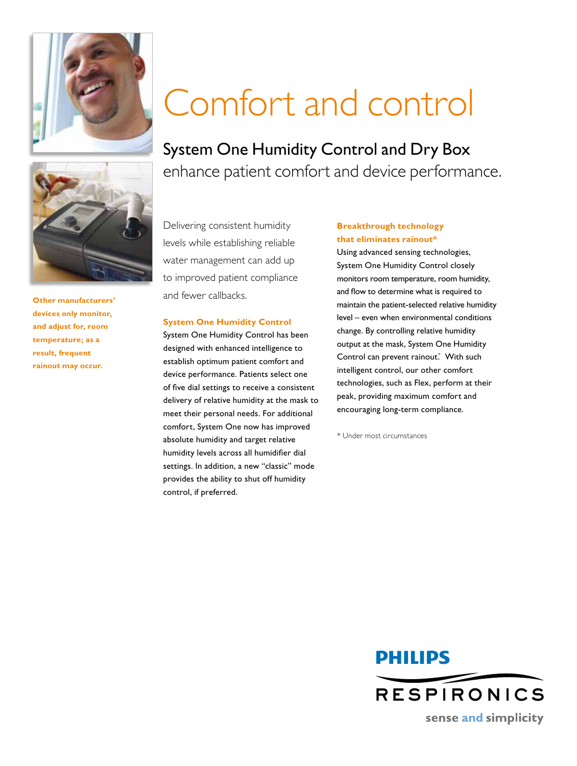# Comfort and control

## System One Humidity Control and Dry Box

enhance patient comfort and device performance.

**Other manufacturers' devices only monitor, and adjust for, room temperature; as a result, frequent rainout may occur.**

Delivering consistent humidity levels while establishing reliable water management can add up to improved patient compliance and fewer callbacks.

### System One Humidity Control

System One Humidity Control has been designed with enhanced intelligence to establish optimum patient comfort and device performance. Patients select one of five dial settings to receive a consistent delivery of relative humidity at the mask to meet their personal needs. For additional comfort, System One now has improved absolute humidity and target relative humidity levels across all humidifier dial settings. In addition, a new "classic" mode provides the ability to shut off humidity control, if preferred.

### Breakthrough technology that eliminates rainout*

Using advanced sensing technologies, System One Humidity Control closely monitors room temperature, room humidity, and flow to determine what is required to maintain the patient-selected relative humidity level – even when environmental conditions change. By controlling relative humidity output at the mask, System One Humidity Control can prevent rainout.* With such intelligent control, our other comfort technologies, such as Flex, perform at their peak, providing maximum comfort and encouraging long-term compliance.

\* Under most circumstances

PHILIPS RESPIRONICS

sense and simplicity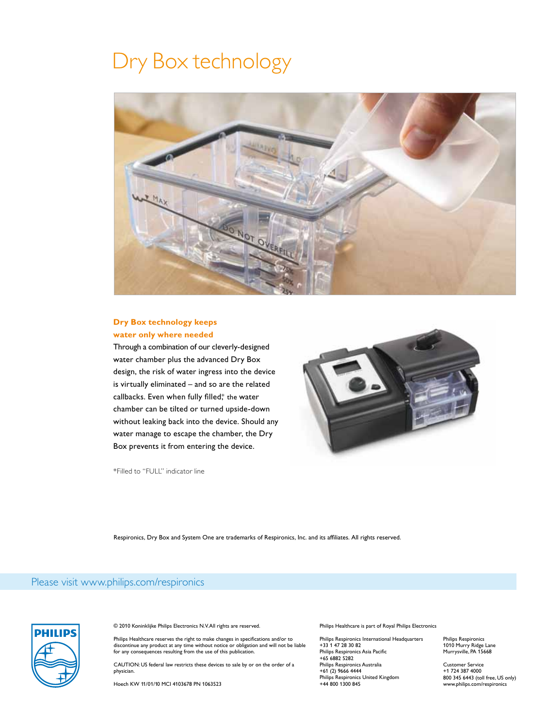# Dry Box technology

**Dry Box technology keeps water only where needed**

Through a combination of our cleverly-designed water chamber plus the advanced Dry Box design, the risk of water ingress into the device is virtually eliminated – and so are the related callbacks. Even when fully filled,* the water chamber can be tilted or turned upside-down without leaking back into the device. Should any water manage to escape the chamber, the Dry Box prevents it from entering the device.

*Filled to "FULL" indicator line

Respironics, Dry Box and System One are trademarks of Respironics, Inc. and its affiliates. All rights reserved.

Please visit www.philips.com/respironics

PHILIPS

© 2010 Koninklijke Philips Electronics N.V. All rights are reserved.

Philips Healthcare reserves the right to make changes in specifications and/or to discontinue any product at any time without notice or obligation and will not be liable for any consequences resulting from the use of this publication.

CAUTION: US federal law restricts these devices to sale by or on the order of a physician.

Hoech KW 11/01/10 MCI 4103678 PN 1063523

Philips Healthcare is part of Royal Philips Electronics

Philips Respironics International Headquarters
+33 1 47 28 30 82
Philips Respironics Asia Pacific
+65 6882 5282
Philips Respironics Australia
+61 (2) 9666 4444
Philips Respironics United Kingdom
+44 800 1300 845

Philips Respironics
1010 Murry Ridge Lane
Murrysville, PA 15668

Customer Service
+1 724 387 4000
800 345 6443 (toll free, US only)
www.philips.com/respironics